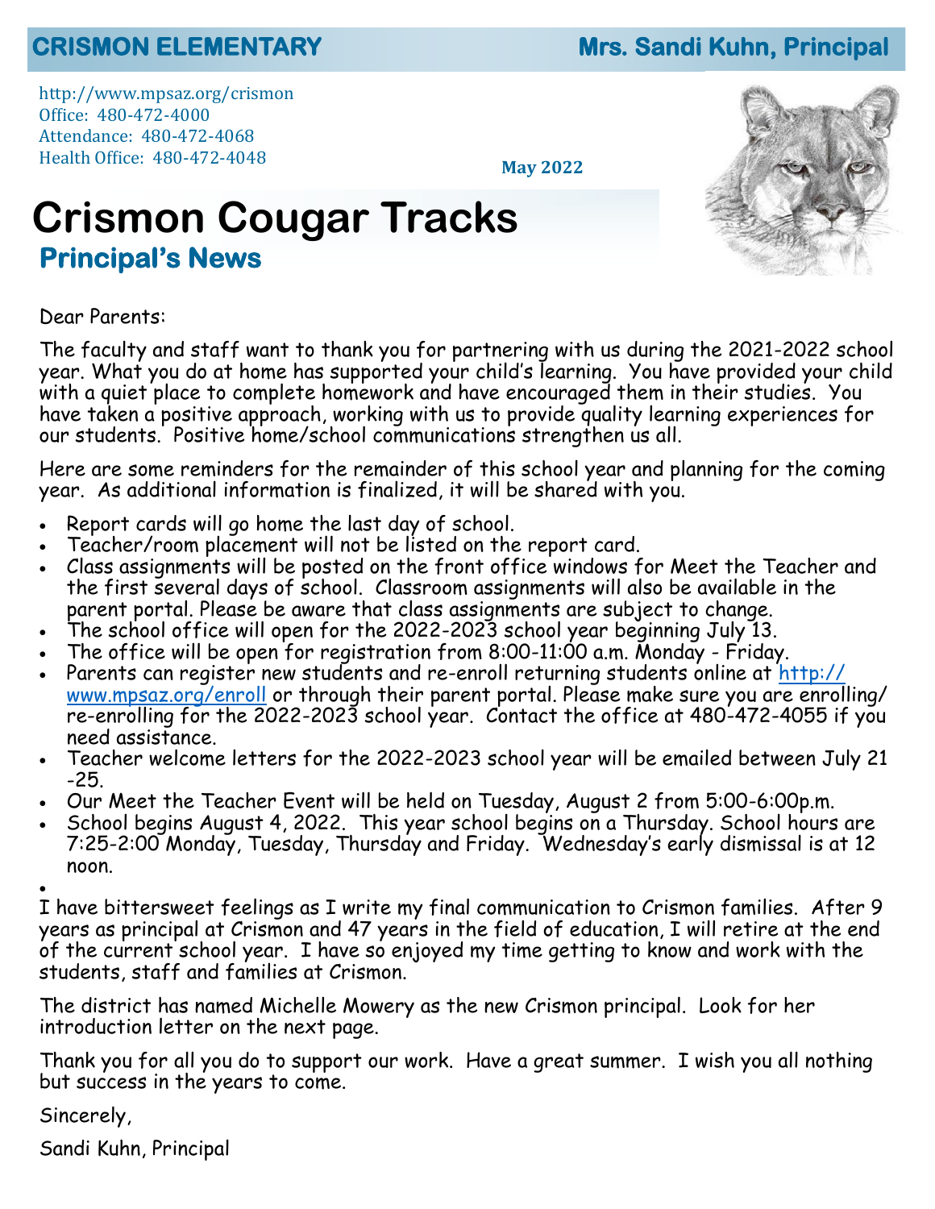**CRISMON ELEMENTARY** **Mrs. Sandi Kuhn, Principal**

http://www.mpsaz.org/crismon
Office: 480-472-4000
Attendance: 480-472-4068
Health Office: 480-472-4048

**May 2022**

# Crismon Cougar Tracks

## Principal's News

Dear Parents:

The faculty and staff want to thank you for partnering with us during the 2021-2022 school year. What you do at home has supported your child's learning. You have provided your child with a quiet place to complete homework and have encouraged them in their studies. You have taken a positive approach, working with us to provide quality learning experiences for our students. Positive home/school communications strengthen us all.

Here are some reminders for the remainder of this school year and planning for the coming year. As additional information is finalized, it will be shared with you.

- Report cards will go home the last day of school.
- Teacher/room placement will not be listed on the report card.
- Class assignments will be posted on the front office windows for Meet the Teacher and the first several days of school. Classroom assignments will also be available in the parent portal. Please be aware that class assignments are subject to change.
- The school office will open for the 2022-2023 school year beginning July 13.
- The office will be open for registration from 8:00-11:00 a.m. Monday - Friday.
- Parents can register new students and re-enroll returning students online at http://www.mpsaz.org/enroll or through their parent portal. Please make sure you are enrolling/re-enrolling for the 2022-2023 school year. Contact the office at 480-472-4055 if you need assistance.
- Teacher welcome letters for the 2022-2023 school year will be emailed between July 21-25.
- Our Meet the Teacher Event will be held on Tuesday, August 2 from 5:00-6:00p.m.
- School begins August 4, 2022. This year school begins on a Thursday. School hours are 7:25-2:00 Monday, Tuesday, Thursday and Friday. Wednesday's early dismissal is at 12 noon.

I have bittersweet feelings as I write my final communication to Crismon families. After 9 years as principal at Crismon and 47 years in the field of education, I will retire at the end of the current school year. I have so enjoyed my time getting to know and work with the students, staff and families at Crismon.

The district has named Michelle Mowery as the new Crismon principal. Look for her introduction letter on the next page.

Thank you for all you do to support our work. Have a great summer. I wish you all nothing but success in the years to come.

Sincerely,

Sandi Kuhn, Principal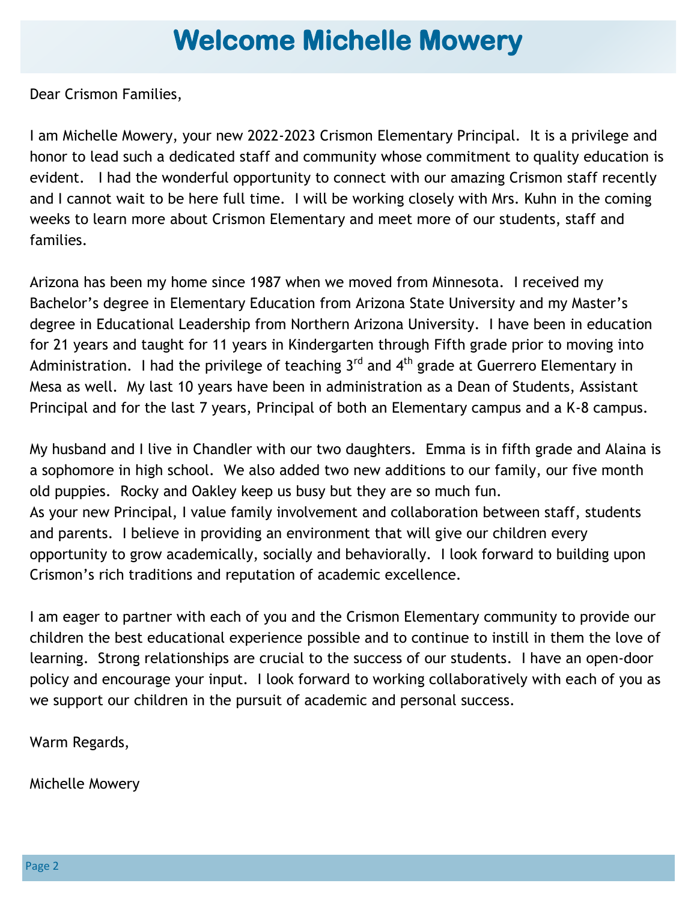# Welcome Michelle Mowery

Dear Crismon Families,

I am Michelle Mowery, your new 2022-2023 Crismon Elementary Principal. It is a privilege and honor to lead such a dedicated staff and community whose commitment to quality education is evident. I had the wonderful opportunity to connect with our amazing Crismon staff recently and I cannot wait to be here full time. I will be working closely with Mrs. Kuhn in the coming weeks to learn more about Crismon Elementary and meet more of our students, staff and families.

Arizona has been my home since 1987 when we moved from Minnesota. I received my Bachelor's degree in Elementary Education from Arizona State University and my Master's degree in Educational Leadership from Northern Arizona University. I have been in education for 21 years and taught for 11 years in Kindergarten through Fifth grade prior to moving into Administration. I had the privilege of teaching 3rd and 4th grade at Guerrero Elementary in Mesa as well. My last 10 years have been in administration as a Dean of Students, Assistant Principal and for the last 7 years, Principal of both an Elementary campus and a K-8 campus.

My husband and I live in Chandler with our two daughters. Emma is in fifth grade and Alaina is a sophomore in high school. We also added two new additions to our family, our five month old puppies. Rocky and Oakley keep us busy but they are so much fun.
As your new Principal, I value family involvement and collaboration between staff, students and parents. I believe in providing an environment that will give our children every opportunity to grow academically, socially and behaviorally. I look forward to building upon Crismon's rich traditions and reputation of academic excellence.

I am eager to partner with each of you and the Crismon Elementary community to provide our children the best educational experience possible and to continue to instill in them the love of learning. Strong relationships are crucial to the success of our students. I have an open-door policy and encourage your input. I look forward to working collaboratively with each of you as we support our children in the pursuit of academic and personal success.

Warm Regards,

Michelle Mowery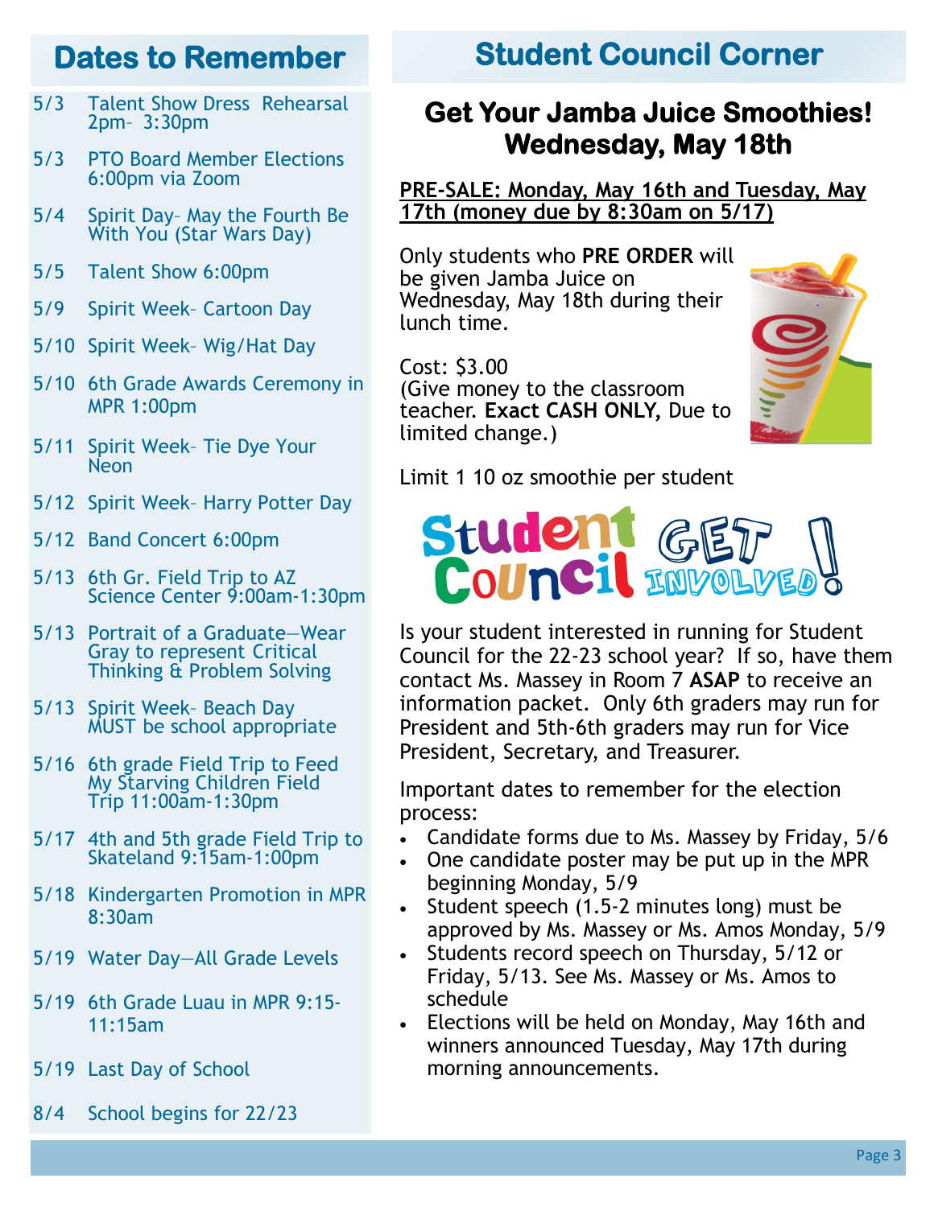## Dates to Remember

- 5/3 Talent Show Dress Rehearsal 2pm– 3:30pm
- 5/3 PTO Board Member Elections 6:00pm via Zoom
- 5/4 Spirit Day– May the Fourth Be With You (Star Wars Day)
- 5/5 Talent Show 6:00pm
- 5/9 Spirit Week– Cartoon Day
- 5/10 Spirit Week– Wig/Hat Day
- 5/10 6th Grade Awards Ceremony in MPR 1:00pm
- 5/11 Spirit Week– Tie Dye Your Neon
- 5/12 Spirit Week– Harry Potter Day
- 5/12 Band Concert 6:00pm
- 5/13 6th Gr. Field Trip to AZ Science Center 9:00am-1:30pm
- 5/13 Portrait of a Graduate—Wear Gray to represent Critical Thinking & Problem Solving
- 5/13 Spirit Week– Beach Day MUST be school appropriate
- 5/16 6th grade Field Trip to Feed My Starving Children Field Trip 11:00am-1:30pm
- 5/17 4th and 5th grade Field Trip to Skateland 9:15am-1:00pm
- 5/18 Kindergarten Promotion in MPR 8:30am
- 5/19 Water Day—All Grade Levels
- 5/19 6th Grade Luau in MPR 9:15-11:15am
- 5/19 Last Day of School
- 8/4 School begins for 22/23

## Student Council Corner

### Get Your Jamba Juice Smoothies! Wednesday, May 18th

**PRE-SALE: Monday, May 16th and Tuesday, May 17th (money due by 8:30am on 5/17)**

Only students who **PRE ORDER** will be given Jamba Juice on Wednesday, May 18th during their lunch time.

Cost: $3.00
(Give money to the classroom teacher. **Exact CASH ONLY,** Due to limited change.)

Limit 1 10 oz smoothie per student

**Student Council GET INVOLVED!**

Is your student interested in running for Student Council for the 22-23 school year? If so, have them contact Ms. Massey in Room 7 **ASAP** to receive an information packet. Only 6th graders may run for President and 5th-6th graders may run for Vice President, Secretary, and Treasurer.

Important dates to remember for the election process:

- Candidate forms due to Ms. Massey by Friday, 5/6
- One candidate poster may be put up in the MPR beginning Monday, 5/9
- Student speech (1.5-2 minutes long) must be approved by Ms. Massey or Ms. Amos Monday, 5/9
- Students record speech on Thursday, 5/12 or Friday, 5/13. See Ms. Massey or Ms. Amos to schedule
- Elections will be held on Monday, May 16th and winners announced Tuesday, May 17th during morning announcements.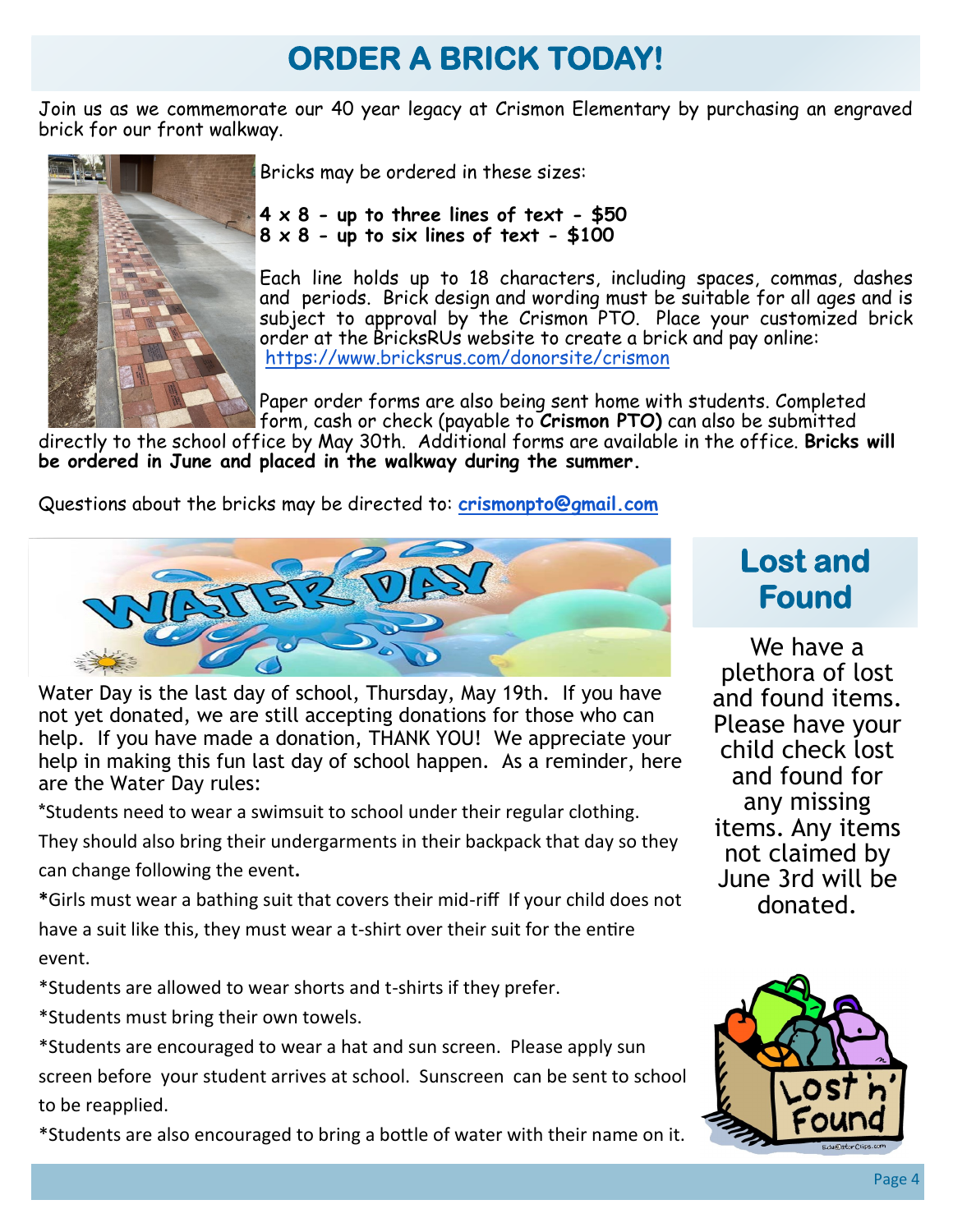# ORDER A BRICK TODAY!

Join us as we commemorate our 40 year legacy at Crismon Elementary by purchasing an engraved brick for our front walkway.

Bricks may be ordered in these sizes:

**4 x 8 - up to three lines of text - $50**
**8 x 8 - up to six lines of text - $100**

Each line holds up to 18 characters, including spaces, commas, dashes and periods. Brick design and wording must be suitable for all ages and is subject to approval by the Crismon PTO. Place your customized brick order at the BricksRUs website to create a brick and pay online: https://www.bricksrus.com/donorsite/crismon

Paper order forms are also being sent home with students. Completed form, cash or check (payable to **Crismon PTO)** can also be submitted directly to the school office by May 30th. Additional forms are available in the office. **Bricks will be ordered in June and placed in the walkway during the summer.**

Questions about the bricks may be directed to: **crismonpto@gmail.com**

## WATER DAY

Water Day is the last day of school, Thursday, May 19th. If you have not yet donated, we are still accepting donations for those who can help. If you have made a donation, THANK YOU! We appreciate your help in making this fun last day of school happen. As a reminder, here are the Water Day rules:

*Students need to wear a swimsuit to school under their regular clothing. They should also bring their undergarments in their backpack that day so they can change following the event.

*Girls must wear a bathing suit that covers their mid-riff If your child does not have a suit like this, they must wear a t-shirt over their suit for the entire event.

*Students are allowed to wear shorts and t-shirts if they prefer.

*Students must bring their own towels.

*Students are encouraged to wear a hat and sun screen. Please apply sun screen before your student arrives at school. Sunscreen can be sent to school to be reapplied.

*Students are also encouraged to bring a bottle of water with their name on it.

## Lost and Found

We have a plethora of lost and found items. Please have your child check lost and found for any missing items. Any items not claimed by June 3rd will be donated.